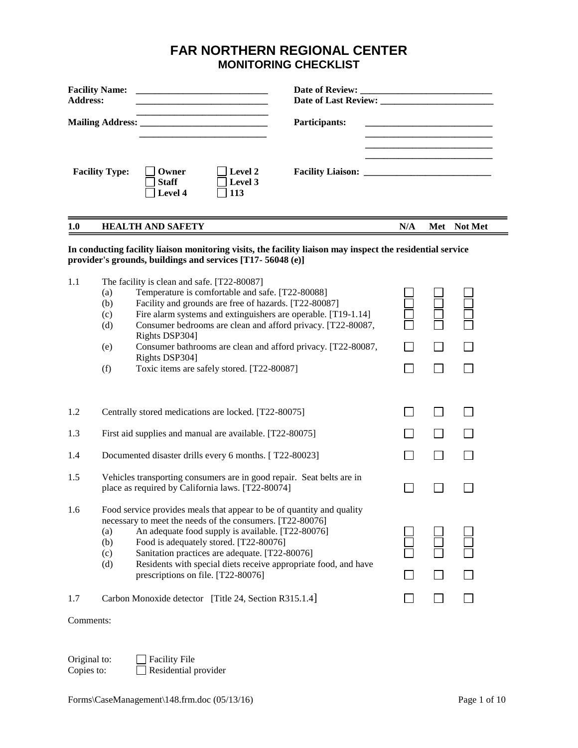# FAR NORTHERN REGIONAL CENTER
## MONITORING CHECKLIST

**Facility Name:** ____________________________

**Address:** ____________________________

____________________________

**Mailing Address:** ____________________________

____________________________

**Date of Review:** ____________________________

**Date of Last Review:** ____________________________

**Participants:** ____________________________

____________________________

____________________________

____________________________

**Facility Type:** ☐ **Owner** ☐ **Staff** ☐ **Level 4** ☐ **Level 2** ☐ **Level 3** ☐ **113**

**Facility Liaison:** ____________________________

| **1.0** | **HEALTH AND SAFETY** | **N/A** | **Met** | **Not Met** |
|---|---|---|---|---|

**In conducting facility liaison monitoring visits, the facility liaison may inspect the residential service provider's grounds, buildings and services [T17- 56048 (e)]**

| | | N/A | Met | Not Met |
|---|---|---|---|---|
| 1.1 | The facility is clean and safe. [T22-80087] | | | |
| | (a) Temperature is comfortable and safe. [T22-80088] | ☐ | ☐ | ☐ |
| | (b) Facility and grounds are free of hazards. [T22-80087] | ☐ | ☐ | ☐ |
| | (c) Fire alarm systems and extinguishers are operable. [T19-1.14] | ☐ | ☐ | ☐ |
| | (d) Consumer bedrooms are clean and afford privacy. [T22-80087, Rights DSP304] | ☐ | ☐ | ☐ |
| | (e) Consumer bathrooms are clean and afford privacy. [T22-80087, Rights DSP304] | ☐ | ☐ | ☐ |
| | (f) Toxic items are safely stored. [T22-80087] | ☐ | ☐ | ☐ |
| 1.2 | Centrally stored medications are locked. [T22-80075] | ☐ | ☐ | ☐ |
| 1.3 | First aid supplies and manual are available. [T22-80075] | ☐ | ☐ | ☐ |
| 1.4 | Documented disaster drills every 6 months. [ T22-80023] | ☐ | ☐ | ☐ |
| 1.5 | Vehicles transporting consumers are in good repair. Seat belts are in place as required by California laws. [T22-80074] | ☐ | ☐ | ☐ |
| 1.6 | Food service provides meals that appear to be of quantity and quality necessary to meet the needs of the consumers. [T22-80076] | | | |
| | (a) An adequate food supply is available. [T22-80076] | ☐ | ☐ | ☐ |
| | (b) Food is adequately stored. [T22-80076] | ☐ | ☐ | ☐ |
| | (c) Sanitation practices are adequate. [T22-80076] | ☐ | ☐ | ☐ |
| | (d) Residents with special diets receive appropriate food, and have prescriptions on file. [T22-80076] | ☐ | ☐ | ☐ |
| 1.7 | Carbon Monoxide detector [Title 24, Section R315.1.4] | ☐ | ☐ | ☐ |

Comments:

Original to: ☐ Facility File

Copies to: ☐ Residential provider

Forms\CaseManagement\148.frm.doc (05/13/16)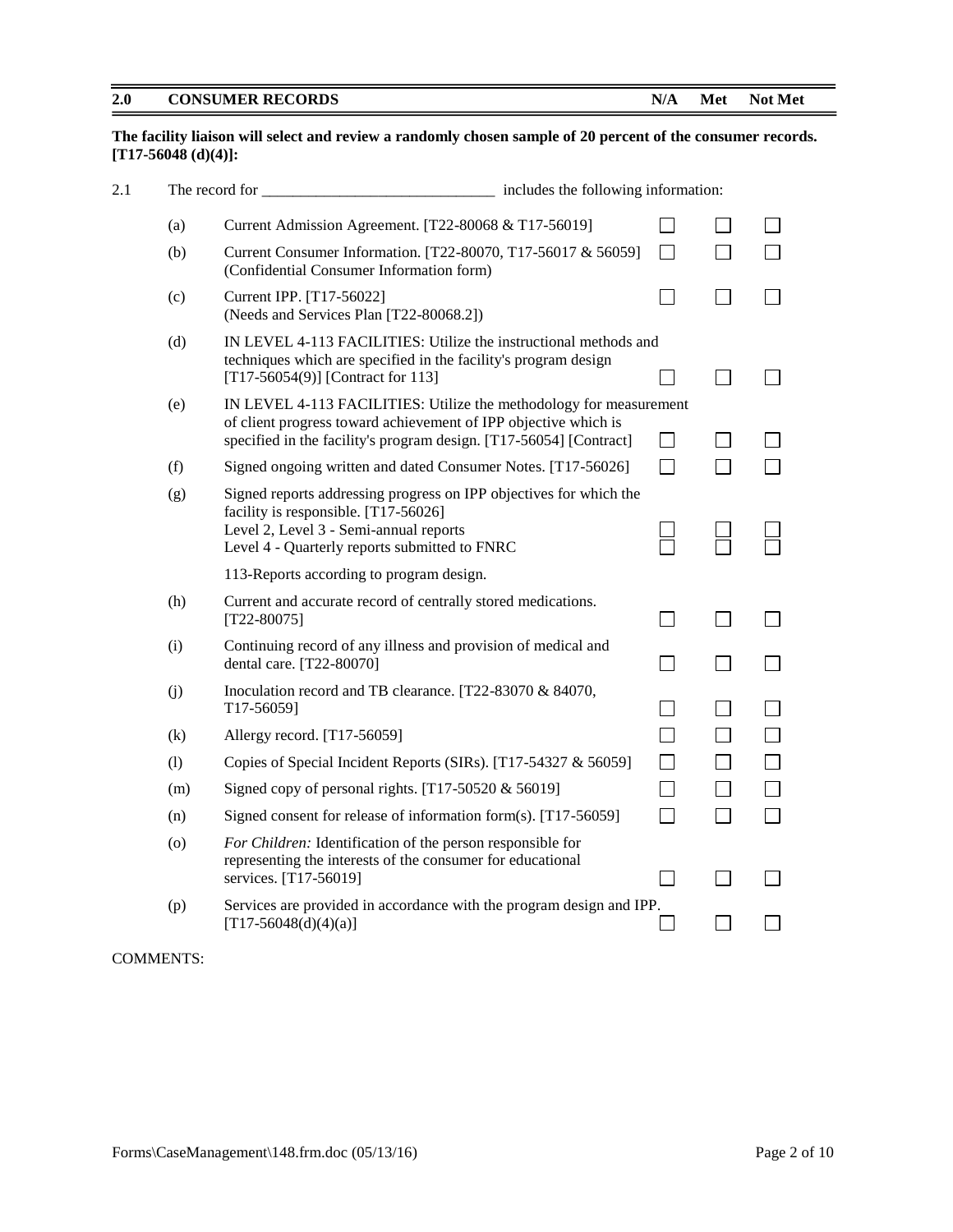| 2.0 | CONSUMER RECORDS | N/A | Met | Not Met |
|---|---|---|---|---|

**The facility liaison will select and review a randomly chosen sample of 20 percent of the consumer records. [T17-56048 (d)(4)]:**

2.1 The record for ______________________________ includes the following information:

| | | N/A | Met | Not Met |
|---|---|---|---|---|
| (a) | Current Admission Agreement. [T22-80068 & T17-56019] | ☐ | ☐ | ☐ |
| (b) | Current Consumer Information. [T22-80070, T17-56017 & 56059] (Confidential Consumer Information form) | ☐ | ☐ | ☐ |
| (c) | Current IPP. [T17-56022] (Needs and Services Plan [T22-80068.2]) | ☐ | ☐ | ☐ |
| (d) | IN LEVEL 4-113 FACILITIES: Utilize the instructional methods and techniques which are specified in the facility's program design [T17-56054(9)] [Contract for 113] | ☐ | ☐ | ☐ |
| (e) | IN LEVEL 4-113 FACILITIES: Utilize the methodology for measurement of client progress toward achievement of IPP objective which is specified in the facility's program design. [T17-56054] [Contract] | ☐ | ☐ | ☐ |
| (f) | Signed ongoing written and dated Consumer Notes. [T17-56026] | ☐ | ☐ | ☐ |
| (g) | Signed reports addressing progress on IPP objectives for which the facility is responsible. [T17-56026] | | | |
| | Level 2, Level 3 - Semi-annual reports | ☐ | ☐ | ☐ |
| | Level 4 - Quarterly reports submitted to FNRC | ☐ | ☐ | ☐ |
| | 113-Reports according to program design. | | | |
| (h) | Current and accurate record of centrally stored medications. [T22-80075] | ☐ | ☐ | ☐ |
| (i) | Continuing record of any illness and provision of medical and dental care. [T22-80070] | ☐ | ☐ | ☐ |
| (j) | Inoculation record and TB clearance. [T22-83070 & 84070, T17-56059] | ☐ | ☐ | ☐ |
| (k) | Allergy record. [T17-56059] | ☐ | ☐ | ☐ |
| (l) | Copies of Special Incident Reports (SIRs). [T17-54327 & 56059] | ☐ | ☐ | ☐ |
| (m) | Signed copy of personal rights. [T17-50520 & 56019] | ☐ | ☐ | ☐ |
| (n) | Signed consent for release of information form(s). [T17-56059] | ☐ | ☐ | ☐ |
| (o) | *For Children:* Identification of the person responsible for representing the interests of the consumer for educational services. [T17-56019] | ☐ | ☐ | ☐ |
| (p) | Services are provided in accordance with the program design and IPP. [T17-56048(d)(4)(a)] | ☐ | ☐ | ☐ |

COMMENTS: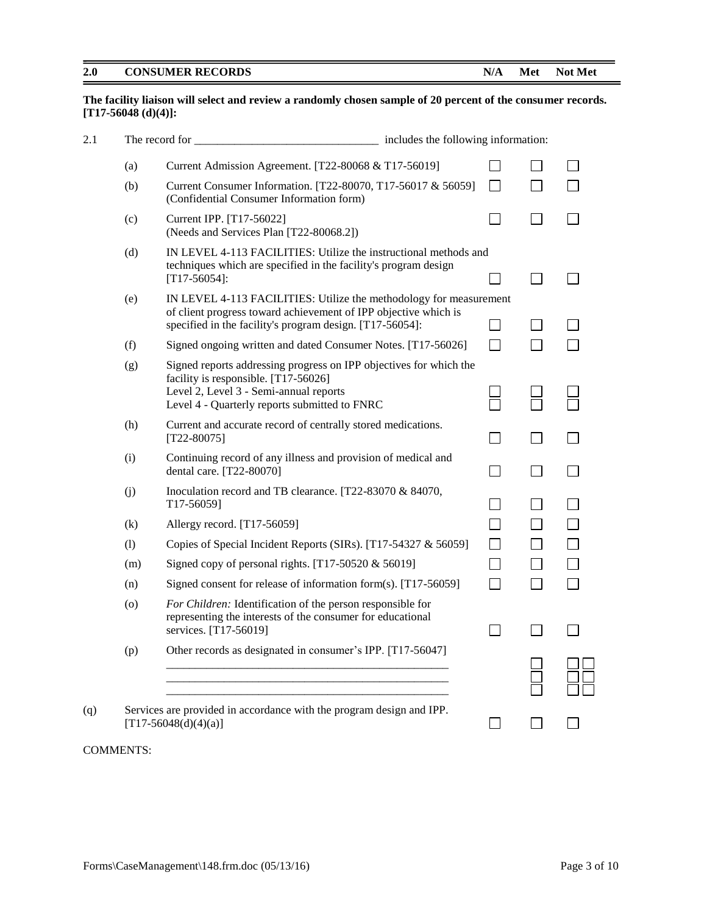| 2.0 | CONSUMER RECORDS | N/A | Met | Not Met |
|---|---|---|---|---|

**The facility liaison will select and review a randomly chosen sample of 20 percent of the consumer records. [T17-56048 (d)(4)]:**

2.1 The record for _______________________________ includes the following information:

| | Item | N/A | Met | Not Met |
|---|---|---|---|---|
| (a) | Current Admission Agreement. [T22-80068 & T17-56019] | ☐ | ☐ | ☐ |
| (b) | Current Consumer Information. [T22-80070, T17-56017 & 56059] (Confidential Consumer Information form) | ☐ | ☐ | ☐ |
| (c) | Current IPP. [T17-56022] (Needs and Services Plan [T22-80068.2]) | ☐ | ☐ | ☐ |
| (d) | IN LEVEL 4-113 FACILITIES: Utilize the instructional methods and techniques which are specified in the facility's program design [T17-56054]: | ☐ | ☐ | ☐ |
| (e) | IN LEVEL 4-113 FACILITIES: Utilize the methodology for measurement of client progress toward achievement of IPP objective which is specified in the facility's program design. [T17-56054]: | ☐ | ☐ | ☐ |
| (f) | Signed ongoing written and dated Consumer Notes. [T17-56026] | ☐ | ☐ | ☐ |
| (g) | Signed reports addressing progress on IPP objectives for which the facility is responsible. [T17-56026] | | | |
| | Level 2, Level 3 - Semi-annual reports | ☐ | ☐ | ☐ |
| | Level 4 - Quarterly reports submitted to FNRC | ☐ | ☐ | ☐ |
| (h) | Current and accurate record of centrally stored medications. [T22-80075] | ☐ | ☐ | ☐ |
| (i) | Continuing record of any illness and provision of medical and dental care. [T22-80070] | ☐ | ☐ | ☐ |
| (j) | Inoculation record and TB clearance. [T22-83070 & 84070, T17-56059] | ☐ | ☐ | ☐ |
| (k) | Allergy record. [T17-56059] | ☐ | ☐ | ☐ |
| (l) | Copies of Special Incident Reports (SIRs). [T17-54327 & 56059] | ☐ | ☐ | ☐ |
| (m) | Signed copy of personal rights. [T17-50520 & 56019] | ☐ | ☐ | ☐ |
| (n) | Signed consent for release of information form(s). [T17-56059] | ☐ | ☐ | ☐ |
| (o) | *For Children:* Identification of the person responsible for representing the interests of the consumer for educational services. [T17-56019] | ☐ | ☐ | ☐ |
| (p) | Other records as designated in consumer's IPP. [T17-56047] | | | |
| | _______________________________________________ | | ☐ | ☐ ☐ |
| | _______________________________________________ | | ☐ | ☐ ☐ |
| | _______________________________________________ | | ☐ | ☐ ☐ |
| (q) | Services are provided in accordance with the program design and IPP. [T17-56048(d)(4)(a)] | ☐ | ☐ | ☐ |

COMMENTS: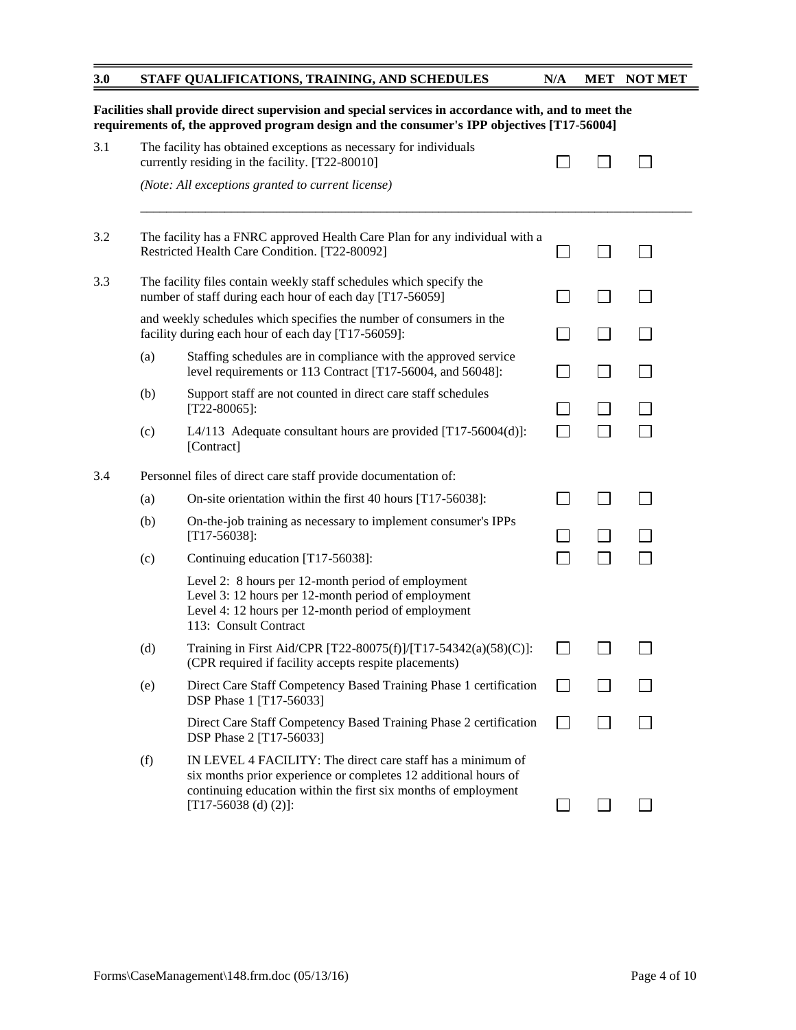| 3.0 | | STAFF QUALIFICATIONS, TRAINING, AND SCHEDULES | N/A | MET | NOT MET |
|---|---|---|---|---|---|

**Facilities shall provide direct supervision and special services in accordance with, and to meet the requirements of, the approved program design and the consumer's IPP objectives [T17-56004]**

| | | | N/A | MET | NOT MET |
|---|---|---|---|---|---|
| 3.1 | | The facility has obtained exceptions as necessary for individuals currently residing in the facility. [T22-80010] | ☐ | ☐ | ☐ |
| | | *(Note: All exceptions granted to current license)* ________________________________ | | | |
| 3.2 | | The facility has a FNRC approved Health Care Plan for any individual with a Restricted Health Care Condition. [T22-80092] | ☐ | ☐ | ☐ |
| 3.3 | | The facility files contain weekly staff schedules which specify the number of staff during each hour of each day [T17-56059] | ☐ | ☐ | ☐ |
| | | and weekly schedules which specifies the number of consumers in the facility during each hour of each day [T17-56059]: | ☐ | ☐ | ☐ |
| | (a) | Staffing schedules are in compliance with the approved service level requirements or 113 Contract [T17-56004, and 56048]: | ☐ | ☐ | ☐ |
| | (b) | Support staff are not counted in direct care staff schedules [T22-80065]: | ☐ | ☐ | ☐ |
| | (c) | L4/113 Adequate consultant hours are provided [T17-56004(d)]: [Contract] | ☐ | ☐ | ☐ |
| 3.4 | | Personnel files of direct care staff provide documentation of: | | | |
| | (a) | On-site orientation within the first 40 hours [T17-56038]: | ☐ | ☐ | ☐ |
| | (b) | On-the-job training as necessary to implement consumer's IPPs [T17-56038]: | ☐ | ☐ | ☐ |
| | (c) | Continuing education [T17-56038]:<br>Level 2: 8 hours per 12-month period of employment<br>Level 3: 12 hours per 12-month period of employment<br>Level 4: 12 hours per 12-month period of employment<br>113: Consult Contract | ☐ | ☐ | ☐ |
| | (d) | Training in First Aid/CPR [T22-80075(f)]/[T17-54342(a)(58)(C)]: (CPR required if facility accepts respite placements) | ☐ | ☐ | ☐ |
| | (e) | Direct Care Staff Competency Based Training Phase 1 certification DSP Phase 1 [T17-56033] | ☐ | ☐ | ☐ |
| | | Direct Care Staff Competency Based Training Phase 2 certification DSP Phase 2 [T17-56033] | ☐ | ☐ | ☐ |
| | (f) | IN LEVEL 4 FACILITY: The direct care staff has a minimum of six months prior experience or completes 12 additional hours of continuing education within the first six months of employment [T17-56038 (d) (2)]: | ☐ | ☐ | ☐ |

Forms\CaseManagement\148.frm.doc (05/13/16)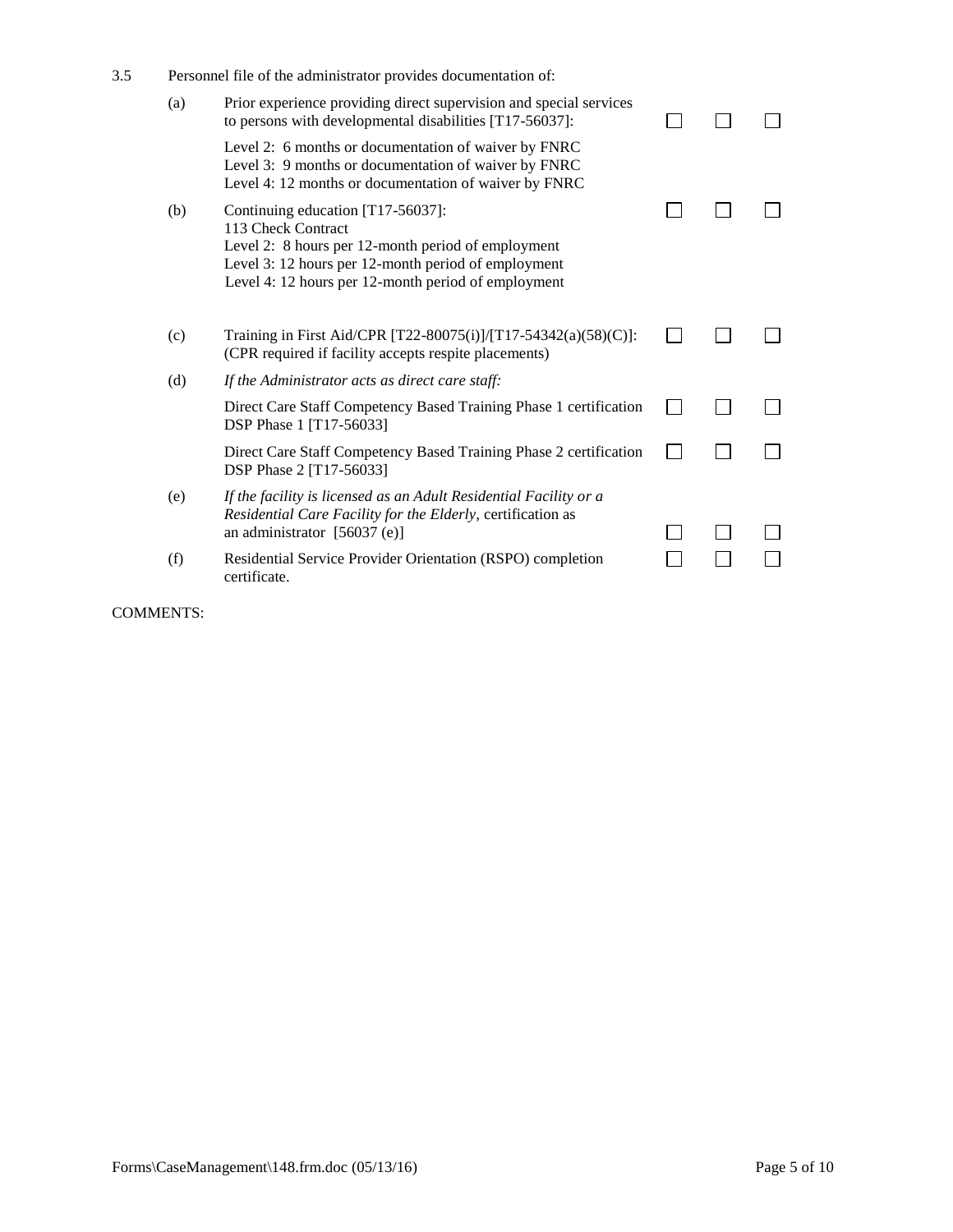3.5 Personnel file of the administrator provides documentation of:

| | | | | |
|---|---|---|---|---|
| (a) | Prior experience providing direct supervision and special services to persons with developmental disabilities [T17-56037]:<br>Level 2: 6 months or documentation of waiver by FNRC<br>Level 3: 9 months or documentation of waiver by FNRC<br>Level 4: 12 months or documentation of waiver by FNRC | ☐ | ☐ | ☐ |
| (b) | Continuing education [T17-56037]:<br>113 Check Contract<br>Level 2: 8 hours per 12-month period of employment<br>Level 3: 12 hours per 12-month period of employment<br>Level 4: 12 hours per 12-month period of employment | ☐ | ☐ | ☐ |
| (c) | Training in First Aid/CPR [T22-80075(i)]/[T17-54342(a)(58)(C)]: (CPR required if facility accepts respite placements) | ☐ | ☐ | ☐ |
| (d) | *If the Administrator acts as direct care staff:* | | | |
| | Direct Care Staff Competency Based Training Phase 1 certification DSP Phase 1 [T17-56033] | ☐ | ☐ | ☐ |
| | Direct Care Staff Competency Based Training Phase 2 certification DSP Phase 2 [T17-56033] | ☐ | ☐ | ☐ |
| (e) | *If the facility is licensed as an Adult Residential Facility or a Residential Care Facility for the Elderly,* certification as an administrator [56037 (e)] | ☐ | ☐ | ☐ |
| (f) | Residential Service Provider Orientation (RSPO) completion certificate. | ☐ | ☐ | ☐ |

COMMENTS:

Forms\CaseManagement\148.frm.doc (05/13/16)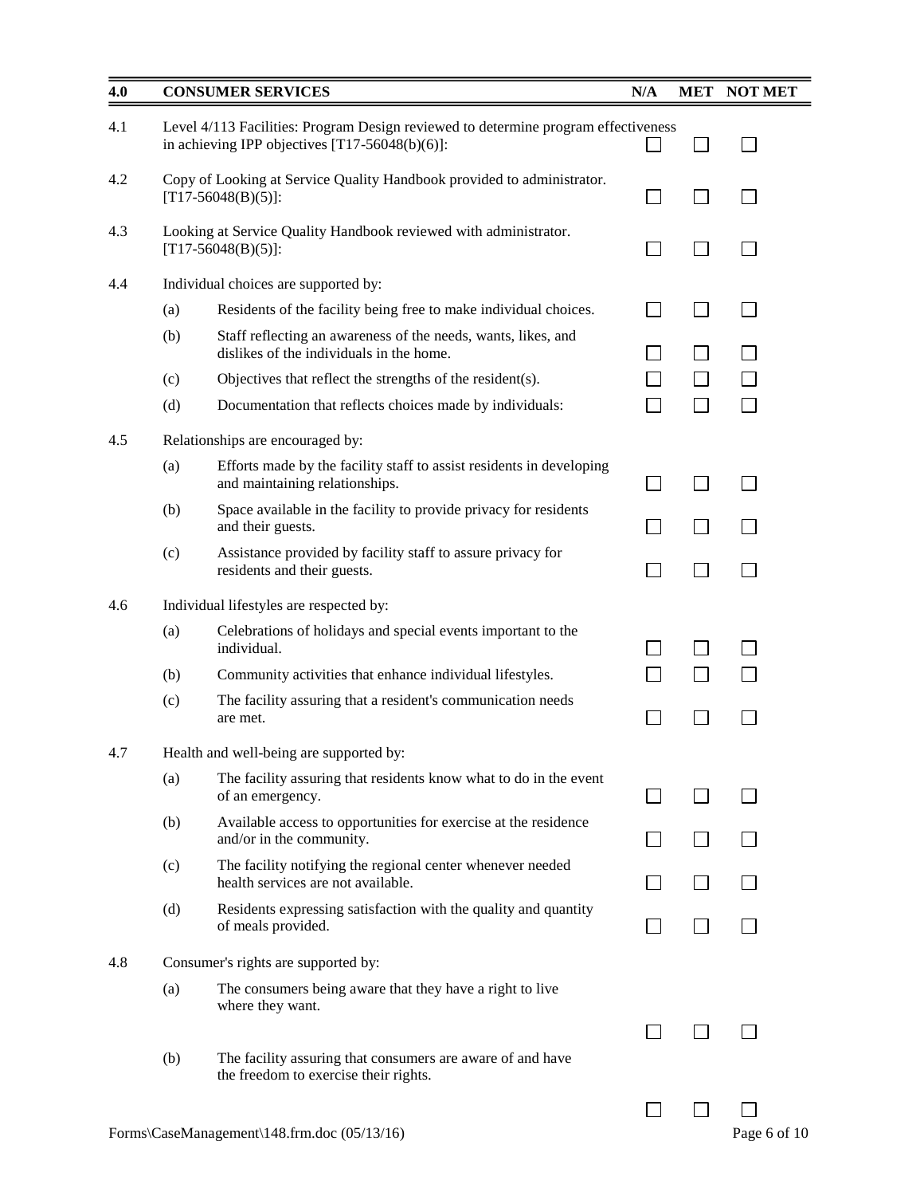| 4.0 | | CONSUMER SERVICES | N/A | MET | NOT MET |
|---|---|---|---|---|---|
| 4.1 | | Level 4/113 Facilities: Program Design reviewed to determine program effectiveness in achieving IPP objectives [T17-56048(b)(6)]: | ☐ | ☐ | ☐ |
| 4.2 | | Copy of Looking at Service Quality Handbook provided to administrator. [T17-56048(B)(5)]: | ☐ | ☐ | ☐ |
| 4.3 | | Looking at Service Quality Handbook reviewed with administrator. [T17-56048(B)(5)]: | ☐ | ☐ | ☐ |
| 4.4 | | Individual choices are supported by: | | | |
| | (a) | Residents of the facility being free to make individual choices. | ☐ | ☐ | ☐ |
| | (b) | Staff reflecting an awareness of the needs, wants, likes, and dislikes of the individuals in the home. | ☐ | ☐ | ☐ |
| | (c) | Objectives that reflect the strengths of the resident(s). | ☐ | ☐ | ☐ |
| | (d) | Documentation that reflects choices made by individuals: | ☐ | ☐ | ☐ |
| 4.5 | | Relationships are encouraged by: | | | |
| | (a) | Efforts made by the facility staff to assist residents in developing and maintaining relationships. | ☐ | ☐ | ☐ |
| | (b) | Space available in the facility to provide privacy for residents and their guests. | ☐ | ☐ | ☐ |
| | (c) | Assistance provided by facility staff to assure privacy for residents and their guests. | ☐ | ☐ | ☐ |
| 4.6 | | Individual lifestyles are respected by: | | | |
| | (a) | Celebrations of holidays and special events important to the individual. | ☐ | ☐ | ☐ |
| | (b) | Community activities that enhance individual lifestyles. | ☐ | ☐ | ☐ |
| | (c) | The facility assuring that a resident's communication needs are met. | ☐ | ☐ | ☐ |
| 4.7 | | Health and well-being are supported by: | | | |
| | (a) | The facility assuring that residents know what to do in the event of an emergency. | ☐ | ☐ | ☐ |
| | (b) | Available access to opportunities for exercise at the residence and/or in the community. | ☐ | ☐ | ☐ |
| | (c) | The facility notifying the regional center whenever needed health services are not available. | ☐ | ☐ | ☐ |
| | (d) | Residents expressing satisfaction with the quality and quantity of meals provided. | ☐ | ☐ | ☐ |
| 4.8 | | Consumer's rights are supported by: | | | |
| | (a) | The consumers being aware that they have a right to live where they want. | ☐ | ☐ | ☐ |
| | (b) | The facility assuring that consumers are aware of and have the freedom to exercise their rights. | ☐ | ☐ | ☐ |

Forms\CaseManagement\148.frm.doc (05/13/16)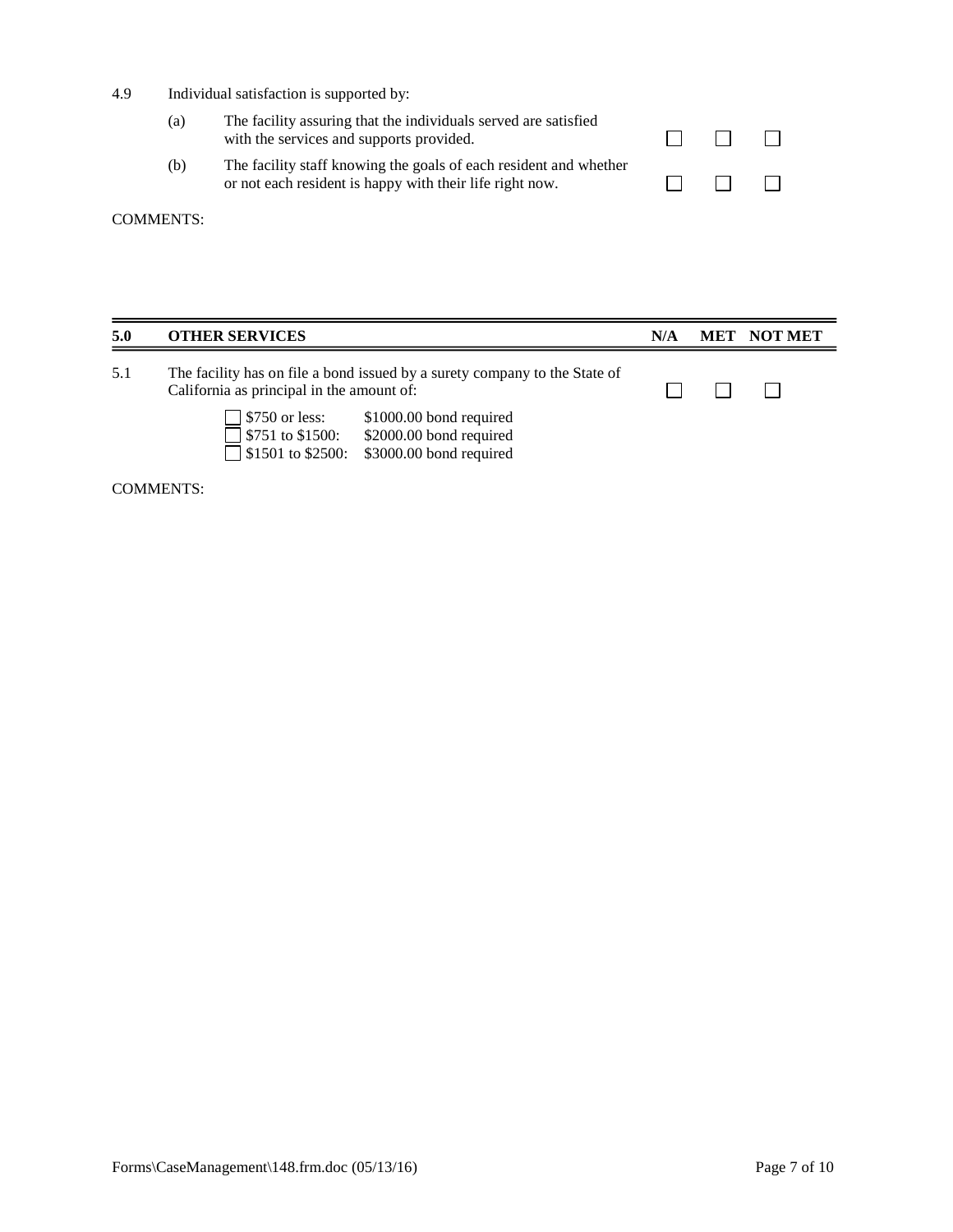| | | | N/A | MET | NOT MET |
|---|---|---|---|---|---|
| 4.9 | Individual satisfaction is supported by: | | | | |
| | (a) | The facility assuring that the individuals served are satisfied with the services and supports provided. | ☐ | ☐ | ☐ |
| | (b) | The facility staff knowing the goals of each resident and whether or not each resident is happy with their life right now. | ☐ | ☐ | ☐ |

COMMENTS:

| 5.0 | OTHER SERVICES | N/A | MET | NOT MET |
|---|---|---|---|---|
| 5.1 | The facility has on file a bond issued by a surety company to the State of California as principal in the amount of: | ☐ | ☐ | ☐ |

- ☐ $750 or less: $1000.00 bond required
- ☐ $751 to $1500: $2000.00 bond required
- ☐ $1501 to $2500: $3000.00 bond required

COMMENTS:

Forms\CaseManagement\148.frm.doc (05/13/16)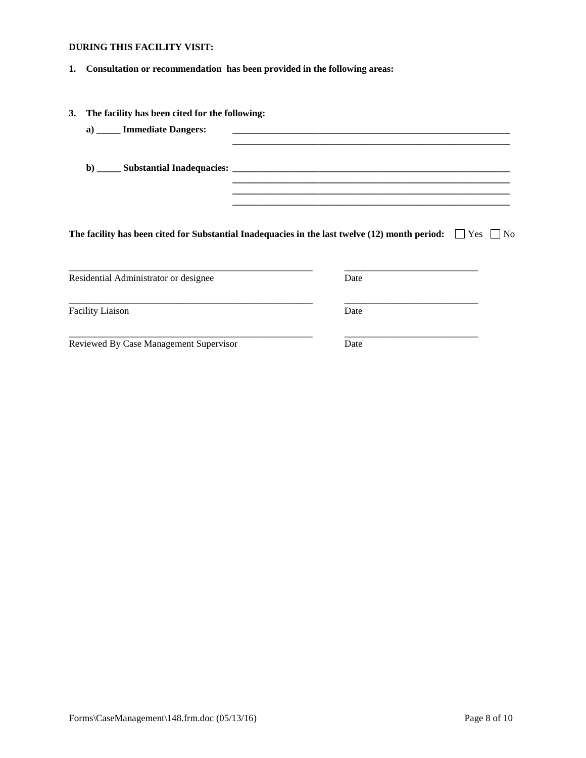**DURING THIS FACILITY VISIT:**

**1. Consultation or recommendation has been provided in the following areas:**

**3. The facility has been cited for the following:**

**a) _____ Immediate Dangers:** ____________________________________________________________

____________________________________________________________

**b) _____ Substantial Inadequacies:** ____________________________________________________________

____________________________________________________________

____________________________________________________________

____________________________________________________________

**The facility has been cited for Substantial Inadequacies in the last twelve (12) month period:** ☐ Yes ☐ No

_____________________________________________________ _____________________________

Residential Administrator or designee Date

_____________________________________________________ _____________________________

Facility Liaison Date

_____________________________________________________ _____________________________

Reviewed By Case Management Supervisor Date

Forms\CaseManagement\148.frm.doc (05/13/16)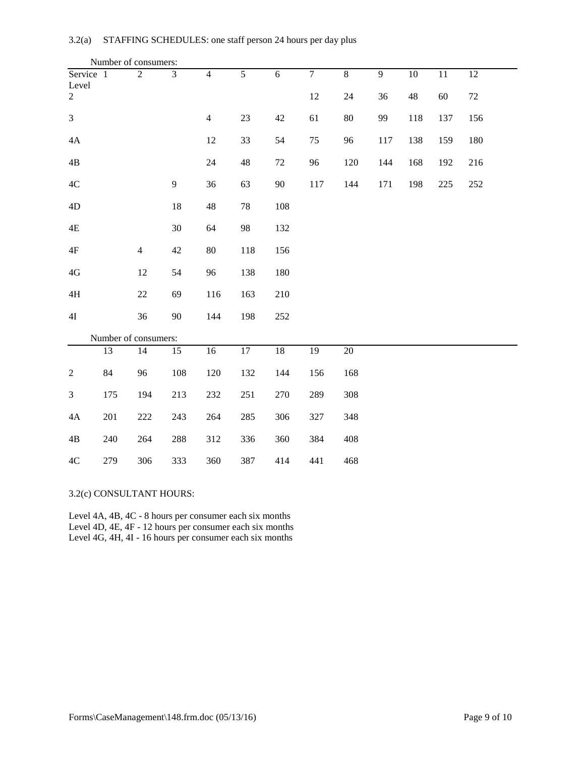3.2(a) STAFFING SCHEDULES: one staff person 24 hours per day plus

Number of consumers:

| Service Level | 1 | 2 | 3 | 4 | 5 | 6 | 7 | 8 | 9 | 10 | 11 | 12 |
|---|---|---|---|---|---|---|---|---|---|---|---|---|
| 2 | | | | | | | 12 | 24 | 36 | 48 | 60 | 72 |
| 3 | | | | 4 | 23 | 42 | 61 | 80 | 99 | 118 | 137 | 156 |
| 4A | | | | 12 | 33 | 54 | 75 | 96 | 117 | 138 | 159 | 180 |
| 4B | | | | 24 | 48 | 72 | 96 | 120 | 144 | 168 | 192 | 216 |
| 4C | | | 9 | 36 | 63 | 90 | 117 | 144 | 171 | 198 | 225 | 252 |
| 4D | | | 18 | 48 | 78 | 108 | | | | | | |
| 4E | | | 30 | 64 | 98 | 132 | | | | | | |
| 4F | | 4 | 42 | 80 | 118 | 156 | | | | | | |
| 4G | | 12 | 54 | 96 | 138 | 180 | | | | | | |
| 4H | | 22 | 69 | 116 | 163 | 210 | | | | | | |
| 4I | | 36 | 90 | 144 | 198 | 252 | | | | | | |

Number of consumers:

| | 13 | 14 | 15 | 16 | 17 | 18 | 19 | 20 |
|---|---|---|---|---|---|---|---|---|
| 2 | 84 | 96 | 108 | 120 | 132 | 144 | 156 | 168 |
| 3 | 175 | 194 | 213 | 232 | 251 | 270 | 289 | 308 |
| 4A | 201 | 222 | 243 | 264 | 285 | 306 | 327 | 348 |
| 4B | 240 | 264 | 288 | 312 | 336 | 360 | 384 | 408 |
| 4C | 279 | 306 | 333 | 360 | 387 | 414 | 441 | 468 |

3.2(c) CONSULTANT HOURS:

Level 4A, 4B, 4C - 8 hours per consumer each six months
Level 4D, 4E, 4F - 12 hours per consumer each six months
Level 4G, 4H, 4I - 16 hours per consumer each six months

Forms\CaseManagement\148.frm.doc (05/13/16)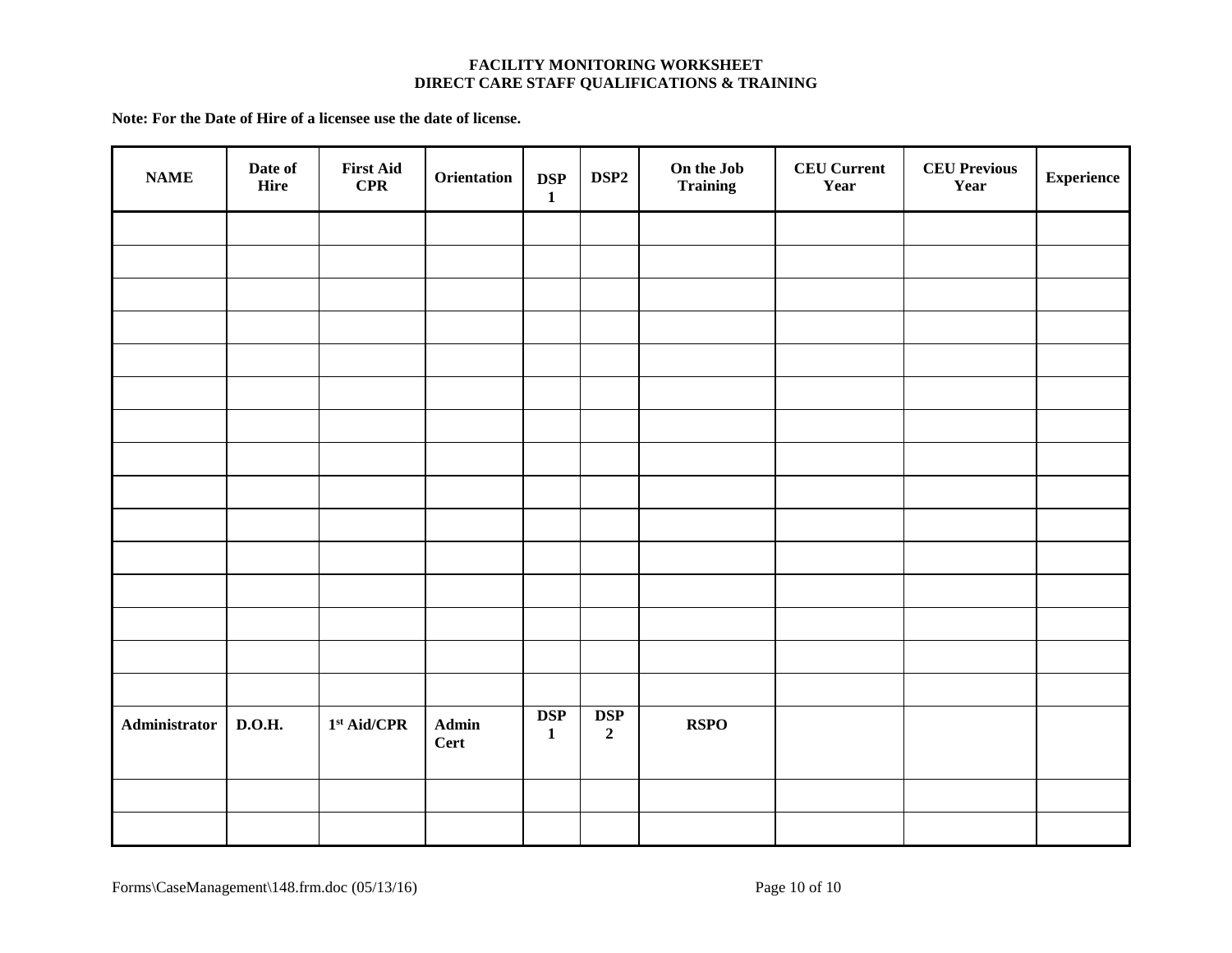**FACILITY MONITORING WORKSHEET**
**DIRECT CARE STAFF QUALIFICATIONS & TRAINING**

**Note: For the Date of Hire of a licensee use the date of license.**

| NAME | Date of Hire | First Aid CPR | Orientation | DSP 1 | DSP2 | On the Job Training | CEU Current Year | CEU Previous Year | Experience |
|---|---|---|---|---|---|---|---|---|---|
| | | | | | | | | | |
| | | | | | | | | | |
| | | | | | | | | | |
| | | | | | | | | | |
| | | | | | | | | | |
| | | | | | | | | | |
| | | | | | | | | | |
| | | | | | | | | | |
| | | | | | | | | | |
| | | | | | | | | | |
| | | | | | | | | | |
| | | | | | | | | | |
| | | | | | | | | | |
| | | | | | | | | | |
| | | | | | | | | | |
| **Administrator** | **D.O.H.** | **1st Aid/CPR** | **Admin Cert** | **DSP 1** | **DSP 2** | **RSPO** | | | |
| | | | | | | | | | |
| | | | | | | | | | |

Forms\CaseManagement\148.frm.doc (05/13/16)